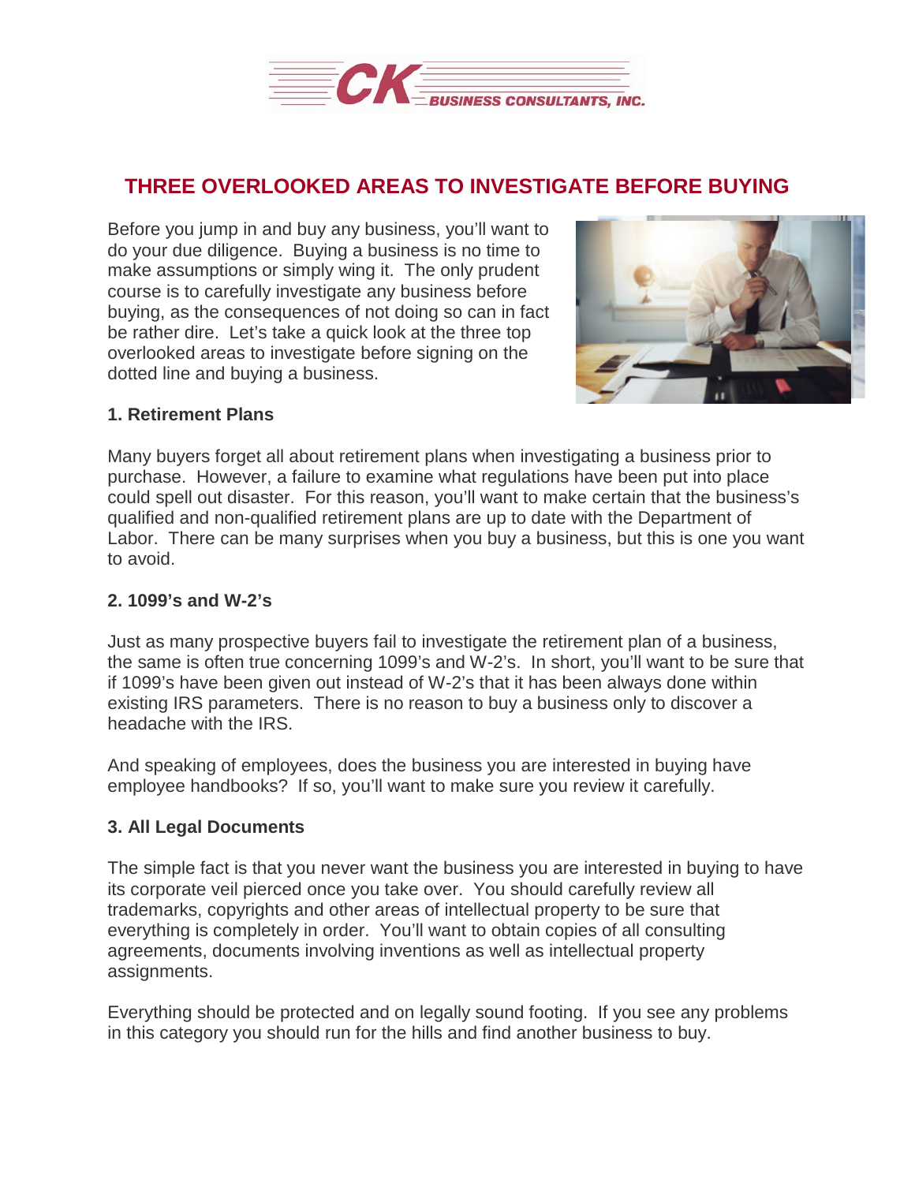# THREE OVERLOOKED AREAS TO INVESTIGATE BEFORE BUYING

Before you jump in and buy any business, you'll want to do your due diligence. Buying a business is no time to make assumptions or simply wing it. The only prudent course is to carefully investigate any business before buying, as the consequences of not doing so can in fact be rather dire. Let's take a quick look at the three top overlooked areas to investigate before signing on the dotted line and buying a business.

**1. Retirement Plans**

Many buyers forget all about retirement plans when investigating a business prior to purchase. However, a failure to examine what regulations have been put into place could spell out disaster. For this reason, you'll want to make certain that the business's qualified and non-qualified retirement plans are up to date with the Department of Labor. There can be many surprises when you buy a business, but this is one you want to avoid.

**2. 1099's and W-2's**

Just as many prospective buyers fail to investigate the retirement plan of a business, the same is often true concerning 1099's and W-2's. In short, you'll want to be sure that if 1099's have been given out instead of W-2's that it has been always done within existing IRS parameters. There is no reason to buy a business only to discover a headache with the IRS.

And speaking of employees, does the business you are interested in buying have employee handbooks? If so, you'll want to make sure you review it carefully.

**3. All Legal Documents**

The simple fact is that you never want the business you are interested in buying to have its corporate veil pierced once you take over. You should carefully review all trademarks, copyrights and other areas of intellectual property to be sure that everything is completely in order. You'll want to obtain copies of all consulting agreements, documents involving inventions as well as intellectual property assignments.

Everything should be protected and on legally sound footing. If you see any problems in this category you should run for the hills and find another business to buy.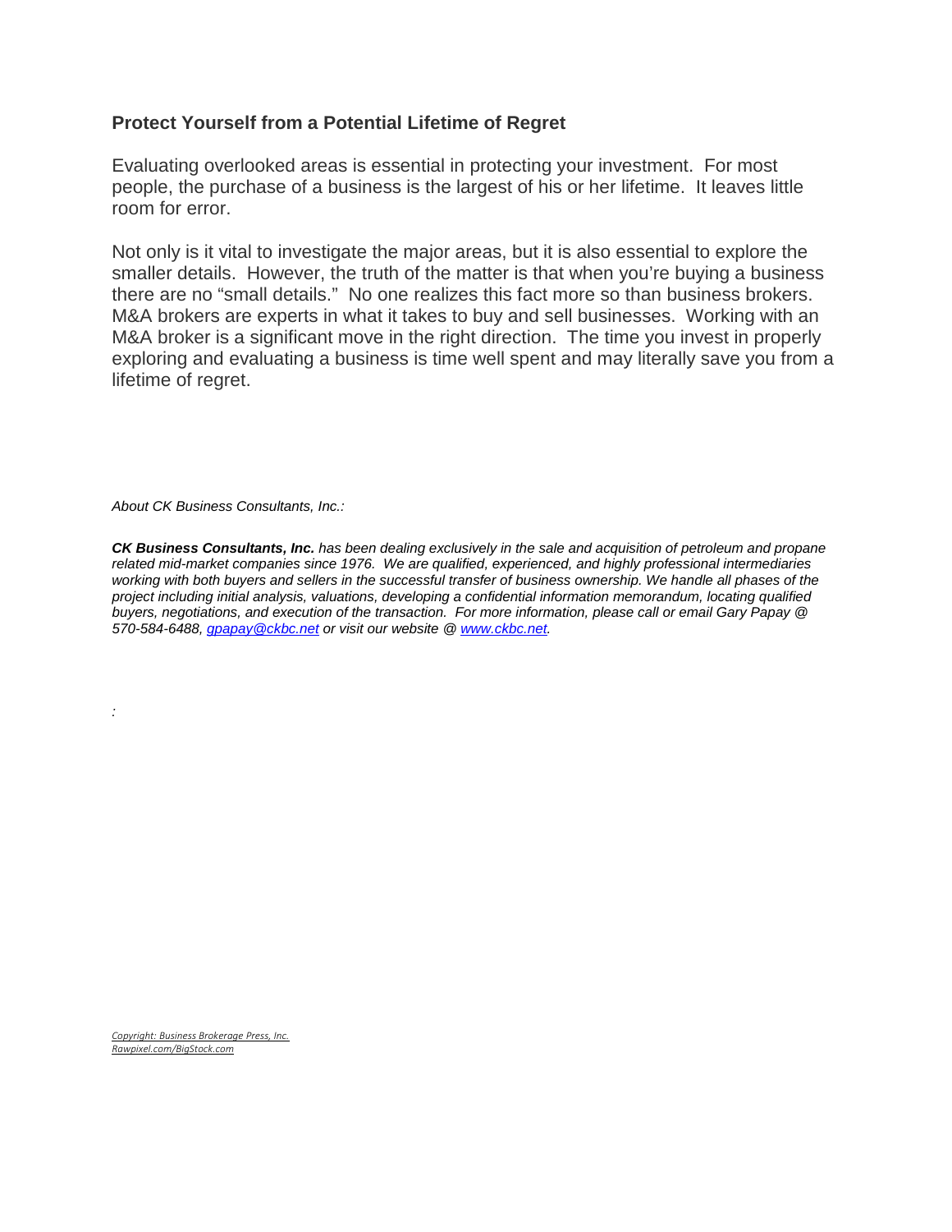**Protect Yourself from a Potential Lifetime of Regret**

Evaluating overlooked areas is essential in protecting your investment. For most people, the purchase of a business is the largest of his or her lifetime. It leaves little room for error.

Not only is it vital to investigate the major areas, but it is also essential to explore the smaller details. However, the truth of the matter is that when you're buying a business there are no "small details." No one realizes this fact more so than business brokers. M&A brokers are experts in what it takes to buy and sell businesses. Working with an M&A broker is a significant move in the right direction. The time you invest in properly exploring and evaluating a business is time well spent and may literally save you from a lifetime of regret.

*About CK Business Consultants, Inc.:*

***CK Business Consultants, Inc.*** *has been dealing exclusively in the sale and acquisition of petroleum and propane related mid-market companies since 1976. We are qualified, experienced, and highly professional intermediaries working with both buyers and sellers in the successful transfer of business ownership. We handle all phases of the project including initial analysis, valuations, developing a confidential information memorandum, locating qualified buyers, negotiations, and execution of the transaction. For more information, please call or email Gary Papay @ 570-584-6488, [gpapay@ckbc.net](mailto:gpapay@ckbc.net) or visit our website @ [www.ckbc.net](http://www.ckbc.net).*

*:*

*Copyright: Business Brokerage Press, Inc.*
*Rawpixel.com/BigStock.com*